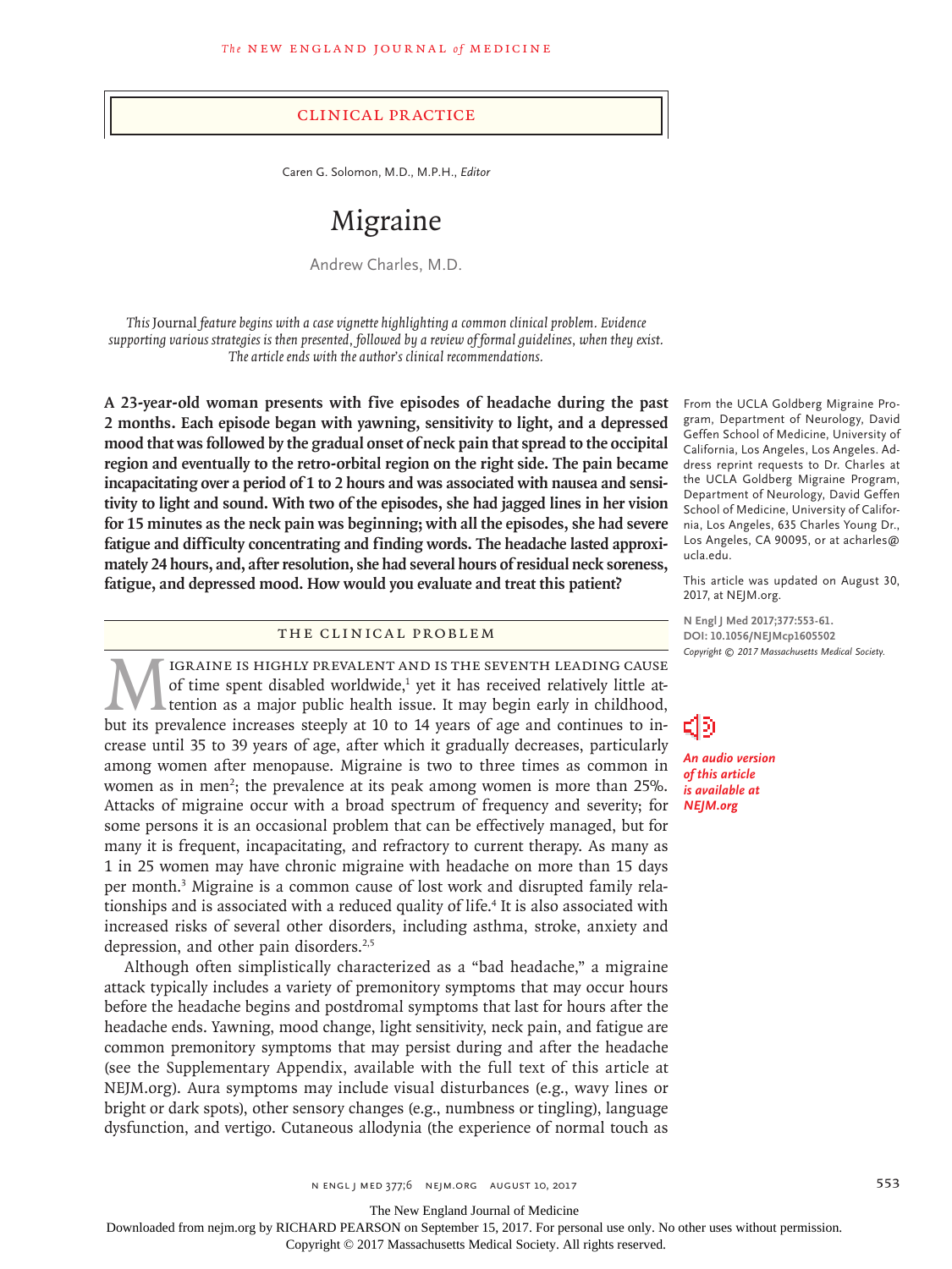## Clinical Practice

Caren G. Solomon, M.D., M.P.H., *Editor*

# Migraine

Andrew Charles, M.D.

*This* Journal *feature begins with a case vignette highlighting a common clinical problem. Evidence supporting various strategies is then presented, followed by a review of formal guidelines, when they exist. The article ends with the author's clinical recommendations.*

**A 23-year-old woman presents with five episodes of headache during the past 2 months. Each episode began with yawning, sensitivity to light, and a depressed mood that was followed by the gradual onset of neck pain that spread to the occipital region and eventually to the retro-orbital region on the right side. The pain became incapacitating over a period of 1 to 2 hours and was associated with nausea and sensitivity to light and sound. With two of the episodes, she had jagged lines in her vision for 15 minutes as the neck pain was beginning; with all the episodes, she had severe fatigue and difficulty concentrating and finding words. The headache lasted approximately 24 hours, and, after resolution, she had several hours of residual neck soreness, fatigue, and depressed mood. How would you evaluate and treat this patient?**

From the UCLA Goldberg Migraine Program, Department of Neurology, David Geffen School of Medicine, University of California, Los Angeles, Los Angeles. Address reprint requests to Dr. Charles at the UCLA Goldberg Migraine Program, Department of Neurology, David Geffen School of Medicine, University of California, Los Angeles, 635 Charles Young Dr., Los Angeles, CA 90095, or at acharles@ucla.edu.

This article was updated on August 30, 2017, at NEJM.org.

**N Engl J Med 2017;377:553-61.**
**DOI: 10.1056/NEJMcp1605502**
*Copyright © 2017 Massachusetts Medical Society.*

*An audio version of this article is available at NEJM.org*

## The Clinical Problem

Migraine is highly prevalent and is the seventh leading cause of time spent disabled worldwide,[1] yet it has received relatively little attention as a major public health issue. It may begin early in childhood, but its prevalence increases steeply at 10 to 14 years of age and continues to increase until 35 to 39 years of age, after which it gradually decreases, particularly among women after menopause. Migraine is two to three times as common in women as in men[2]; the prevalence at its peak among women is more than 25%. Attacks of migraine occur with a broad spectrum of frequency and severity; for some persons it is an occasional problem that can be effectively managed, but for many it is frequent, incapacitating, and refractory to current therapy. As many as 1 in 25 women may have chronic migraine with headache on more than 15 days per month.[3] Migraine is a common cause of lost work and disrupted family relationships and is associated with a reduced quality of life.[4] It is also associated with increased risks of several other disorders, including asthma, stroke, anxiety and depression, and other pain disorders.[2,5]

Although often simplistically characterized as a "bad headache," a migraine attack typically includes a variety of premonitory symptoms that may occur hours before the headache begins and postdromal symptoms that last for hours after the headache ends. Yawning, mood change, light sensitivity, neck pain, and fatigue are common premonitory symptoms that may persist during and after the headache (see the Supplementary Appendix, available with the full text of this article at NEJM.org). Aura symptoms may include visual disturbances (e.g., wavy lines or bright or dark spots), other sensory changes (e.g., numbness or tingling), language dysfunction, and vertigo. Cutaneous allodynia (the experience of normal touch as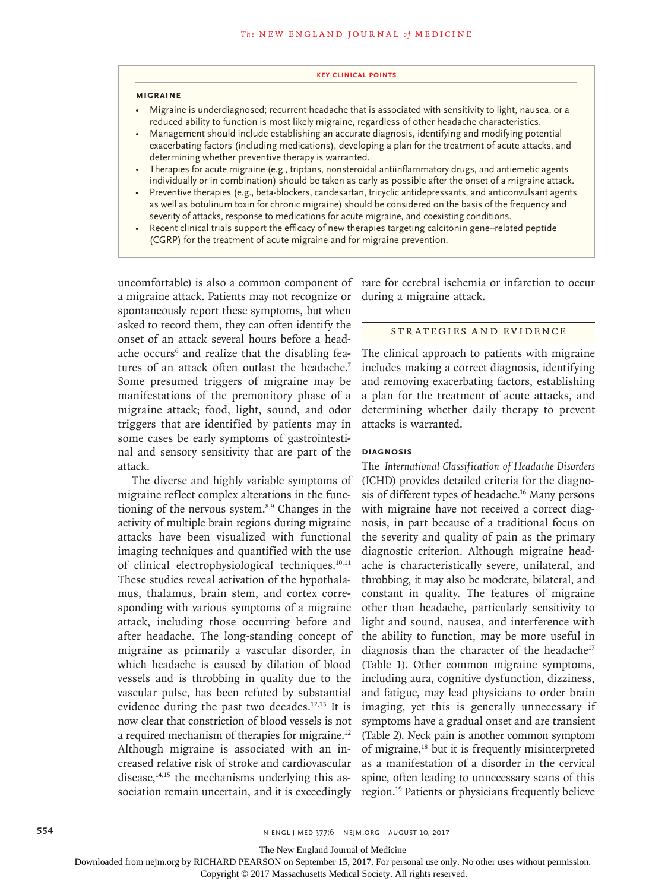## KEY CLINICAL POINTS

### MIGRAINE

- Migraine is underdiagnosed; recurrent headache that is associated with sensitivity to light, nausea, or a reduced ability to function is most likely migraine, regardless of other headache characteristics.
- Management should include establishing an accurate diagnosis, identifying and modifying potential exacerbating factors (including medications), developing a plan for the treatment of acute attacks, and determining whether preventive therapy is warranted.
- Therapies for acute migraine (e.g., triptans, nonsteroidal antiinflammatory drugs, and antiemetic agents individually or in combination) should be taken as early as possible after the onset of a migraine attack.
- Preventive therapies (e.g., beta-blockers, candesartan, tricyclic antidepressants, and anticonvulsant agents as well as botulinum toxin for chronic migraine) should be considered on the basis of the frequency and severity of attacks, response to medications for acute migraine, and coexisting conditions.
- Recent clinical trials support the efficacy of new therapies targeting calcitonin gene–related peptide (CGRP) for the treatment of acute migraine and for migraine prevention.

uncomfortable) is also a common component of a migraine attack. Patients may not recognize or spontaneously report these symptoms, but when asked to record them, they can often identify the onset of an attack several hours before a headache occurs[6] and realize that the disabling features of an attack often outlast the headache.[7] Some presumed triggers of migraine may be manifestations of the premonitory phase of a migraine attack; food, light, sound, and odor triggers that are identified by patients may in some cases be early symptoms of gastrointestinal and sensory sensitivity that are part of the attack.

The diverse and highly variable symptoms of migraine reflect complex alterations in the functioning of the nervous system.[8,9] Changes in the activity of multiple brain regions during migraine attacks have been visualized with functional imaging techniques and quantified with the use of clinical electrophysiological techniques.[10,11] These studies reveal activation of the hypothalamus, thalamus, brain stem, and cortex corresponding with various symptoms of a migraine attack, including those occurring before and after headache. The long-standing concept of migraine as primarily a vascular disorder, in which headache is caused by dilation of blood vessels and is throbbing in quality due to the vascular pulse, has been refuted by substantial evidence during the past two decades.[12,13] It is now clear that constriction of blood vessels is not a required mechanism of therapies for migraine.[12] Although migraine is associated with an increased relative risk of stroke and cardiovascular disease,[14,15] the mechanisms underlying this association remain uncertain, and it is exceedingly rare for cerebral ischemia or infarction to occur during a migraine attack.

## STRATEGIES AND EVIDENCE

The clinical approach to patients with migraine includes making a correct diagnosis, identifying and removing exacerbating factors, establishing a plan for the treatment of acute attacks, and determining whether daily therapy to prevent attacks is warranted.

### DIAGNOSIS

The *International Classification of Headache Disorders* (ICHD) provides detailed criteria for the diagnosis of different types of headache.[16] Many persons with migraine have not received a correct diagnosis, in part because of a traditional focus on the severity and quality of pain as the primary diagnostic criterion. Although migraine headache is characteristically severe, unilateral, and throbbing, it may also be moderate, bilateral, and constant in quality. The features of migraine other than headache, particularly sensitivity to light and sound, nausea, and interference with the ability to function, may be more useful in diagnosis than the character of the headache[17] (Table 1). Other common migraine symptoms, including aura, cognitive dysfunction, dizziness, and fatigue, may lead physicians to order brain imaging, yet this is generally unnecessary if symptoms have a gradual onset and are transient (Table 2). Neck pain is another common symptom of migraine,[18] but it is frequently misinterpreted as a manifestation of a disorder in the cervical spine, often leading to unnecessary scans of this region.[19] Patients or physicians frequently believe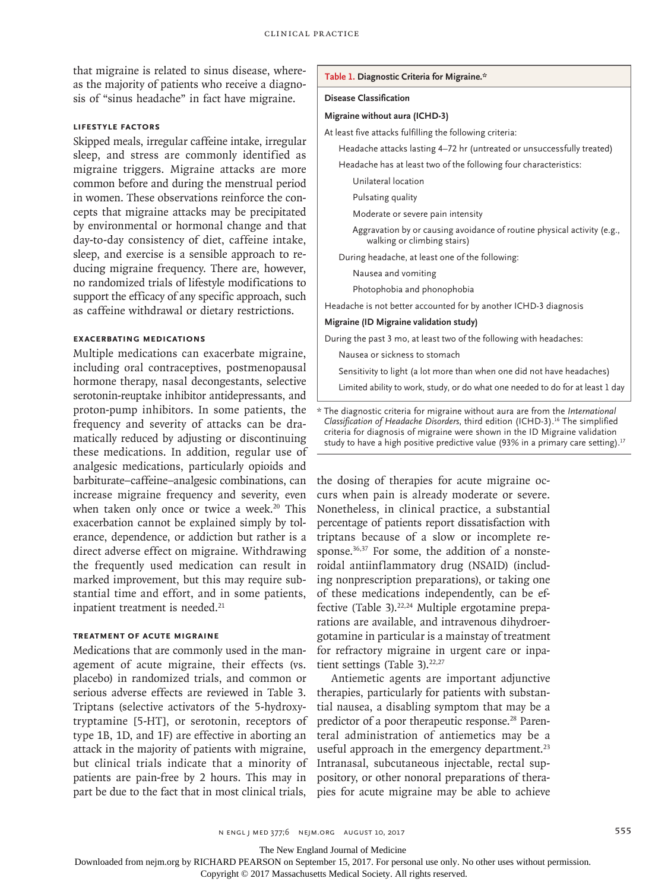that migraine is related to sinus disease, whereas the majority of patients who receive a diagnosis of "sinus headache" in fact have migraine.

### LIFESTYLE FACTORS

Skipped meals, irregular caffeine intake, irregular sleep, and stress are commonly identified as migraine triggers. Migraine attacks are more common before and during the menstrual period in women. These observations reinforce the concepts that migraine attacks may be precipitated by environmental or hormonal change and that day-to-day consistency of diet, caffeine intake, sleep, and exercise is a sensible approach to reducing migraine frequency. There are, however, no randomized trials of lifestyle modifications to support the efficacy of any specific approach, such as caffeine withdrawal or dietary restrictions.

### EXACERBATING MEDICATIONS

Multiple medications can exacerbate migraine, including oral contraceptives, postmenopausal hormone therapy, nasal decongestants, selective serotonin-reuptake inhibitor antidepressants, and proton-pump inhibitors. In some patients, the frequency and severity of attacks can be dramatically reduced by adjusting or discontinuing these medications. In addition, regular use of analgesic medications, particularly opioids and barbiturate–caffeine–analgesic combinations, can increase migraine frequency and severity, even when taken only once or twice a week.[20] This exacerbation cannot be explained simply by tolerance, dependence, or addiction but rather is a direct adverse effect on migraine. Withdrawing the frequently used medication can result in marked improvement, but this may require substantial time and effort, and in some patients, inpatient treatment is needed.[21]

### TREATMENT OF ACUTE MIGRAINE

Medications that are commonly used in the management of acute migraine, their effects (vs. placebo) in randomized trials, and common or serious adverse effects are reviewed in Table 3. Triptans (selective activators of the 5-hydroxytryptamine [5-HT], or serotonin, receptors of type 1B, 1D, and 1F) are effective in aborting an attack in the majority of patients with migraine, but clinical trials indicate that a minority of patients are pain-free by 2 hours. This may in part be due to the fact that in most clinical trials, the dosing of therapies for acute migraine occurs when pain is already moderate or severe. Nonetheless, in clinical practice, a substantial percentage of patients report dissatisfaction with triptans because of a slow or incomplete response.[36,37] For some, the addition of a nonsteroidal antiinflammatory drug (NSAID) (including nonprescription preparations), or taking one of these medications independently, can be effective (Table 3).[22,24] Multiple ergotamine preparations are available, and intravenous dihydroergotamine in particular is a mainstay of treatment for refractory migraine in urgent care or inpatient settings (Table 3).[22,27]

Antiemetic agents are important adjunctive therapies, particularly for patients with substantial nausea, a disabling symptom that may be a predictor of a poor therapeutic response.[28] Parenteral administration of antiemetics may be a useful approach in the emergency department.[23] Intranasal, subcutaneous injectable, rectal suppository, or other nonoral preparations of therapies for acute migraine may be able to achieve

**Table 1. Diagnostic Criteria for Migraine.***

| Disease Classification |
|---|
| **Migraine without aura (ICHD-3)** |
| At least five attacks fulfilling the following criteria: |
| Headache attacks lasting 4–72 hr (untreated or unsuccessfully treated) |
| Headache has at least two of the following four characteristics: |
| Unilateral location |
| Pulsating quality |
| Moderate or severe pain intensity |
| Aggravation by or causing avoidance of routine physical activity (e.g., walking or climbing stairs) |
| During headache, at least one of the following: |
| Nausea and vomiting |
| Photophobia and phonophobia |
| Headache is not better accounted for by another ICHD-3 diagnosis |
| **Migraine (ID Migraine validation study)** |
| During the past 3 mo, at least two of the following with headaches: |
| Nausea or sickness to stomach |
| Sensitivity to light (a lot more than when one did not have headaches) |
| Limited ability to work, study, or do what one needed to do for at least 1 day |

\* The diagnostic criteria for migraine without aura are from the *International Classification of Headache Disorders*, third edition (ICHD-3).[16] The simplified criteria for diagnosis of migraine were shown in the ID Migraine validation study to have a high positive predictive value (93% in a primary care setting).[17]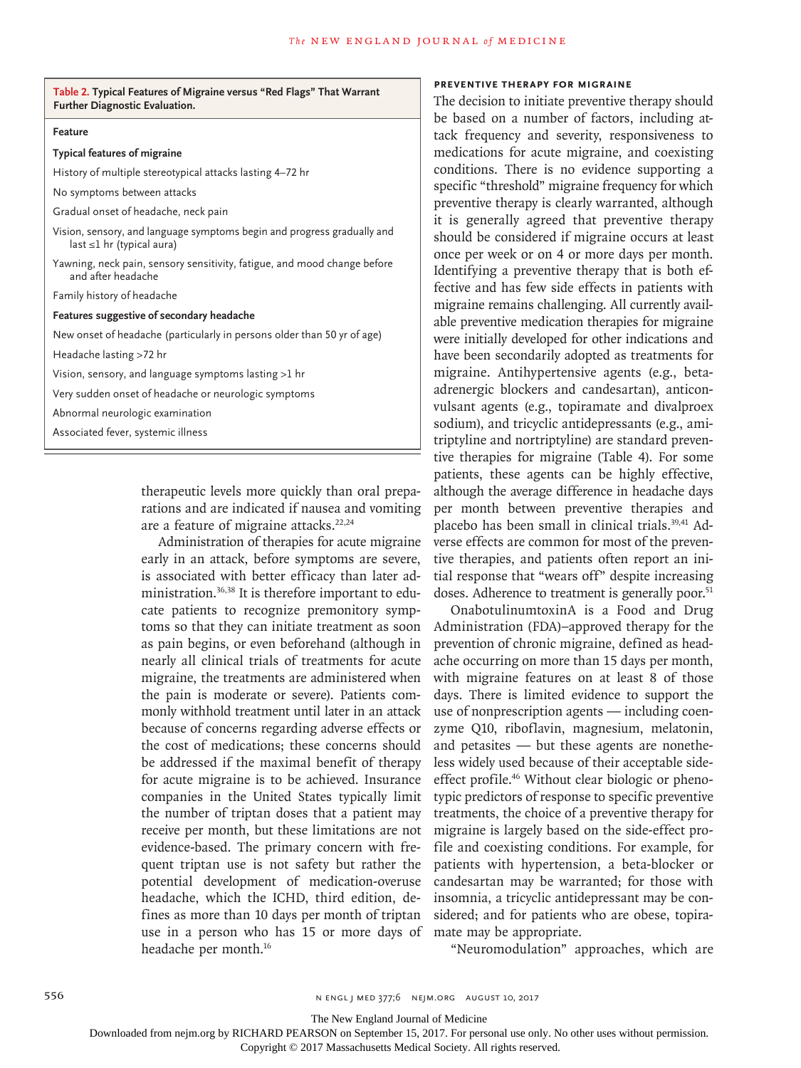**Table 2. Typical Features of Migraine versus "Red Flags" That Warrant Further Diagnostic Evaluation.**

| Feature |
|---|
| **Typical features of migraine** |
| History of multiple stereotypical attacks lasting 4–72 hr |
| No symptoms between attacks |
| Gradual onset of headache, neck pain |
| Vision, sensory, and language symptoms begin and progress gradually and last ≤1 hr (typical aura) |
| Yawning, neck pain, sensory sensitivity, fatigue, and mood change before and after headache |
| Family history of headache |
| **Features suggestive of secondary headache** |
| New onset of headache (particularly in persons older than 50 yr of age) |
| Headache lasting >72 hr |
| Vision, sensory, and language symptoms lasting >1 hr |
| Very sudden onset of headache or neurologic symptoms |
| Abnormal neurologic examination |
| Associated fever, systemic illness |

therapeutic levels more quickly than oral preparations and are indicated if nausea and vomiting are a feature of migraine attacks.[22,24]

Administration of therapies for acute migraine early in an attack, before symptoms are severe, is associated with better efficacy than later administration.[36,38] It is therefore important to educate patients to recognize premonitory symptoms so that they can initiate treatment as soon as pain begins, or even beforehand (although in nearly all clinical trials of treatments for acute migraine, the treatments are administered when the pain is moderate or severe). Patients commonly withhold treatment until later in an attack because of concerns regarding adverse effects or the cost of medications; these concerns should be addressed if the maximal benefit of therapy for acute migraine is to be achieved. Insurance companies in the United States typically limit the number of triptan doses that a patient may receive per month, but these limitations are not evidence-based. The primary concern with frequent triptan use is not safety but rather the potential development of medication-overuse headache, which the ICHD, third edition, defines as more than 10 days per month of triptan use in a person who has 15 or more days of headache per month.[16]

### PREVENTIVE THERAPY FOR MIGRAINE

The decision to initiate preventive therapy should be based on a number of factors, including attack frequency and severity, responsiveness to medications for acute migraine, and coexisting conditions. There is no evidence supporting a specific "threshold" migraine frequency for which preventive therapy is clearly warranted, although it is generally agreed that preventive therapy should be considered if migraine occurs at least once per week or on 4 or more days per month. Identifying a preventive therapy that is both effective and has few side effects in patients with migraine remains challenging. All currently available preventive medication therapies for migraine were initially developed for other indications and have been secondarily adopted as treatments for migraine. Antihypertensive agents (e.g., beta-adrenergic blockers and candesartan), anticonvulsant agents (e.g., topiramate and divalproex sodium), and tricyclic antidepressants (e.g., amitriptyline and nortriptyline) are standard preventive therapies for migraine (Table 4). For some patients, these agents can be highly effective, although the average difference in headache days per month between preventive therapies and placebo has been small in clinical trials.[39,41] Adverse effects are common for most of the preventive therapies, and patients often report an initial response that "wears off" despite increasing doses. Adherence to treatment is generally poor.[51]

OnabotulinumtoxinA is a Food and Drug Administration (FDA)–approved therapy for the prevention of chronic migraine, defined as headache occurring on more than 15 days per month, with migraine features on at least 8 of those days. There is limited evidence to support the use of nonprescription agents — including coenzyme Q10, riboflavin, magnesium, melatonin, and petasites — but these agents are nonetheless widely used because of their acceptable side-effect profile.[46] Without clear biologic or phenotypic predictors of response to specific preventive treatments, the choice of a preventive therapy for migraine is largely based on the side-effect profile and coexisting conditions. For example, for patients with hypertension, a beta-blocker or candesartan may be warranted; for those with insomnia, a tricyclic antidepressant may be considered; and for patients who are obese, topiramate may be appropriate.

"Neuromodulation" approaches, which are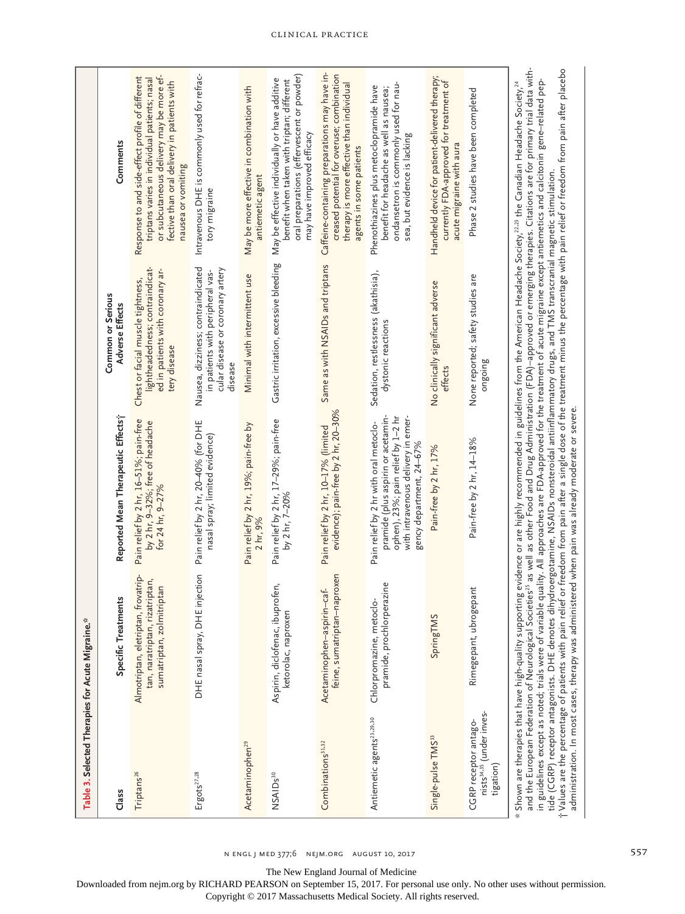**Table 3. Selected Therapies for Acute Migraine.***

| Class | Specific Treatments | Reported Mean Therapeutic Effects† | Common or Serious Adverse Effects | Comments |
|---|---|---|---|---|
| Triptans[26] | Almotriptan, eletriptan, frovatriptan, naratriptan, rizatriptan, sumatriptan, zolmitriptan | Pain relief by 2 hr, 16–51%; pain-free by 2 hr, 9–32%; free of headache for 24 hr, 9–27% | Chest or facial muscle tightness, lightheadedness; contraindicated in patients with coronary artery disease | Response to and side-effect profile of different triptans varies in individual patients; nasal or subcutaneous delivery may be more effective than oral delivery in patients with nausea or vomiting |
| Ergots[27,28] | DHE nasal spray, DHE injection | Pain relief by 2 hr, 20–40% (for DHE nasal spray; limited evidence) | Nausea, dizziness; contraindicated in patients with peripheral vascular disease or coronary artery disease | Intravenous DHE is commonly used for refractory migraine |
| Acetaminophen[29] | | Pain relief by 2 hr, 19%; pain-free by 2 hr, 9% | Minimal with intermittent use | May be more effective in combination with antiemetic agent |
| NSAIDs[30] | Aspirin, diclofenac, ibuprofen, ketorolac, naproxen | Pain relief by 2 hr, 17–29%; pain-free by 2 hr, 7–20% | Gastric irritation, excessive bleeding | May be effective individually or have additive benefit when taken with triptan; different oral preparations (effervescent or powder) may have improved efficacy |
| Combinations[31,32] | Acetaminophen–aspirin–caffeine, sumatriptan–naproxen | Pain relief by 2 hr, 10–17% (limited evidence); pain-free by 2 hr, 20–30% | Same as with NSAIDs and triptans | Caffeine-containing preparations may have increased potential for overuse; combination therapy is more effective than individual agents in some patients |
| Antiemetic agents[23,29,30] | Chlorpromazine, metoclopramide, prochlorperazine | Pain relief by 2 hr with oral metoclopramide (plus aspirin or acetaminophen), 23%; pain relief by 1–2 hr with intravenous delivery in emergency department, 24–67% | Sedation, restlessness (akathisia), dystonic reactions | Phenothiazines plus metoclopramide have benefit for headache as well as nausea; ondansetron is commonly used for nausea, but evidence is lacking |
| Single-pulse TMS[33] | SpringTMS | Pain-free by 2 hr, 17% | No clinically significant adverse effects | Handheld device for patient-delivered therapy; currently FDA-approved for treatment of acute migraine with aura |
| CGRP receptor antagonists[34,35] (under investigation) | Rimegepant, ubrogepant | Pain-free by 2 hr, 14–18% | None reported; safety studies are ongoing | Phase 2 studies have been completed |

\* Shown are therapies that have high-quality supporting evidence or are highly recommended in guidelines from the American Headache Society,[22,23] the Canadian Headache Society,[24] and the European Federation of Neurological Societies[25] as well as other Food and Drug Administration (FDA)–approved or emerging therapies. Citations are for primary trial data within guidelines except as noted; trials were of variable quality. All approaches are FDA-approved for the treatment of acute migraine except antiemetics and calcitonin gene–related peptide (CGRP) receptor antagonists. DHE denotes dihydroergotamine, NSAIDs nonsteroidal antiinflammatory drugs, and TMS transcranial magnetic stimulation.

† Values are the percentage of patients with pain relief or freedom from pain after a single dose of the treatment minus the percentage with pain relief or freedom from pain after placebo administration. In most cases, therapy was administered when pain was already moderate or severe.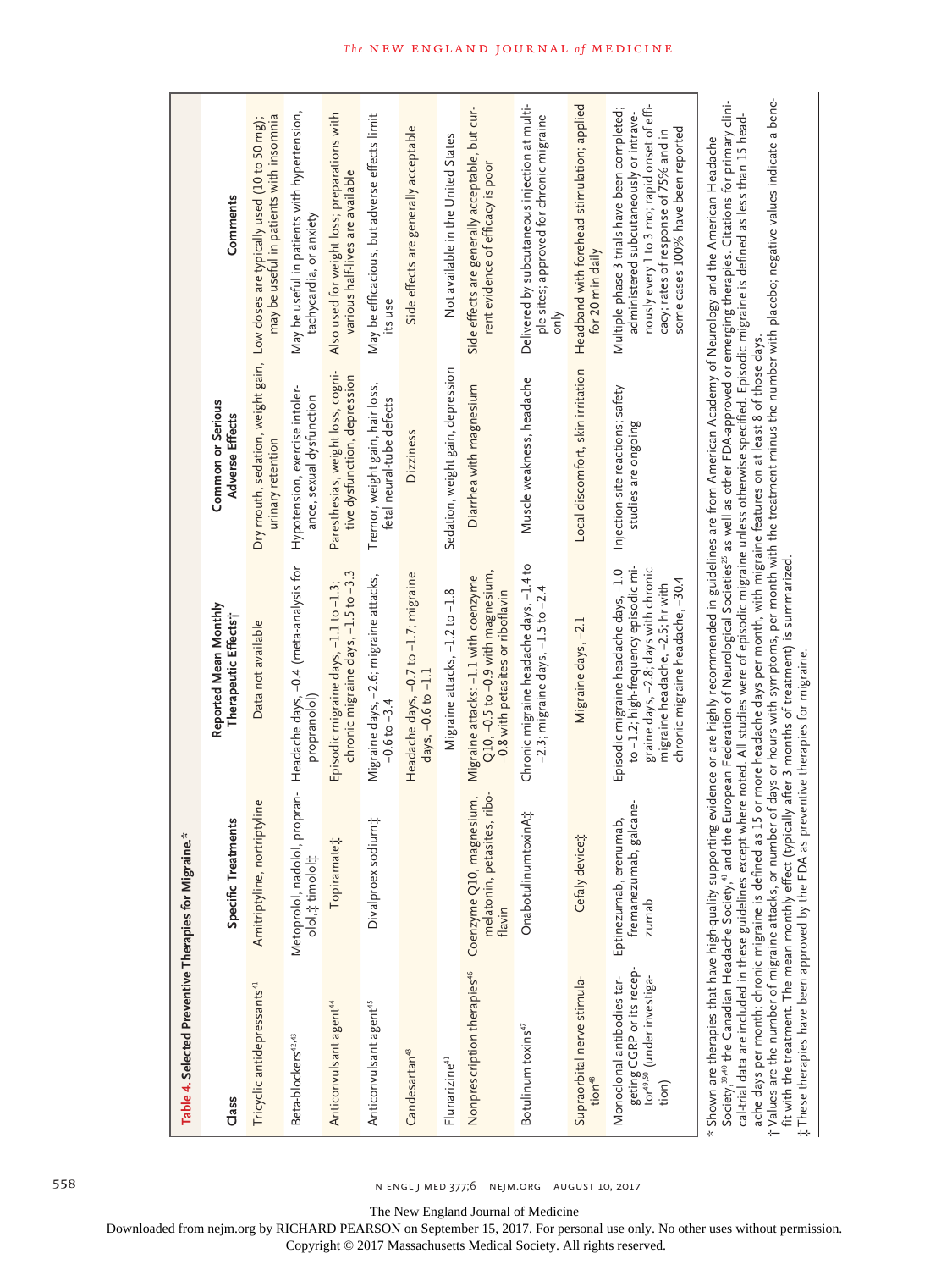**Table 4. Selected Preventive Therapies for Migraine.***

| Class | Specific Treatments | Reported Mean Monthly Therapeutic Effects† | Common or Serious Adverse Effects | Comments |
|---|---|---|---|---|
| Tricyclic antidepressants[41] | Amitriptyline, nortriptyline | Data not available | Dry mouth, sedation, weight gain, urinary retention | Low doses are typically used (10 to 50 mg); may be useful in patients with insomnia |
| Beta-blockers[42,43] | Metoprolol, nadolol, propranolol,‡ timolol‡ | Headache days, −0.4 (meta-analysis for propranolol) | Hypotension, exercise intolerance, sexual dysfunction | May be useful in patients with hypertension, tachycardia, or anxiety |
| Anticonvulsant agent[44] | Topiramate‡ | Episodic migraine days, −1.1 to −1.3; chronic migraine days, −1.5 to −3.3 | Paresthesias, weight loss, cognitive dysfunction, depression | Also used for weight loss; preparations with various half-lives are available |
| Anticonvulsant agent[45] | Divalproex sodium‡ | Migraine days, −2.6; migraine attacks, −0.6 to −3.4 | Tremor, weight gain, hair loss, fetal neural-tube defects | May be efficacious, but adverse effects limit its use |
| Candesartan[43] | | Headache days, −0.7 to −1.7; migraine days, −0.6 to −1.1 | Dizziness | Side effects are generally acceptable |
| Flunarizine[41] | | Migraine attacks, −1.2 to −1.8 | Sedation, weight gain, depression | Not available in the United States |
| Nonprescription therapies[46] | Coenzyme Q10, magnesium, melatonin, petasites, riboflavin | Migraine attacks: −1.1 with coenzyme Q10, −0.5 to −0.9 with magnesium, −0.8 with petasites or riboflavin | Diarrhea with magnesium | Side effects are generally acceptable, but current evidence of efficacy is poor |
| Botulinum toxins[47] | OnabotulinumtoxinA‡ | Chronic migraine headache days, −1.4 to −2.3; migraine days, −1.5 to −2.4 | Muscle weakness, headache | Delivered by subcutaneous injection at multiple sites; approved for chronic migraine only |
| Supraorbital nerve stimulation[48] | Cefaly device‡ | Migraine days, −2.1 | Local discomfort, skin irritation | Headband with forehead stimulation; applied for 20 min daily |
| Monoclonal antibodies targeting CGRP or its receptor[49,50] (under investigation) | Eptinezumab, erenumab, fremanezumab, galcanezumab | Episodic migraine headache days, −1.0 to −1.2; high-frequency episodic migraine days, −2.8; days with chronic migraine headache, −2.5; hr with chronic migraine headache, −30.4 | Injection-site reactions; safety studies are ongoing | Multiple phase 3 trials have been completed; administered subcutaneously or intravenously every 1 to 3 mo; rapid onset of efficacy; rates of response of 75% and in some cases 100% have been reported |

\* Shown are therapies that have high-quality supporting evidence or are highly recommended in guidelines are from American Academy of Neurology and the American Headache Society,[39,40] the Canadian Headache Society,[41] and the European Federation of Neurological Societies[25] as well as other FDA-approved or emerging therapies. Citations for primary clinical-trial data are included in these guidelines except where noted. All studies were of episodic migraine unless otherwise specified. Episodic migraine is defined as less than 15 headache days per month; chronic migraine is defined as 15 or more headache days per month, with migraine features on at least 8 of those days.

† Values are the number of migraine attacks, or number of days or hours with symptoms, per month with the treatment minus the number with placebo; negative values indicate a benefit with the treatment. The mean monthly effect (typically after 3 months of treatment) is summarized.

‡ These therapies have been approved by the FDA as preventive therapies for migraine.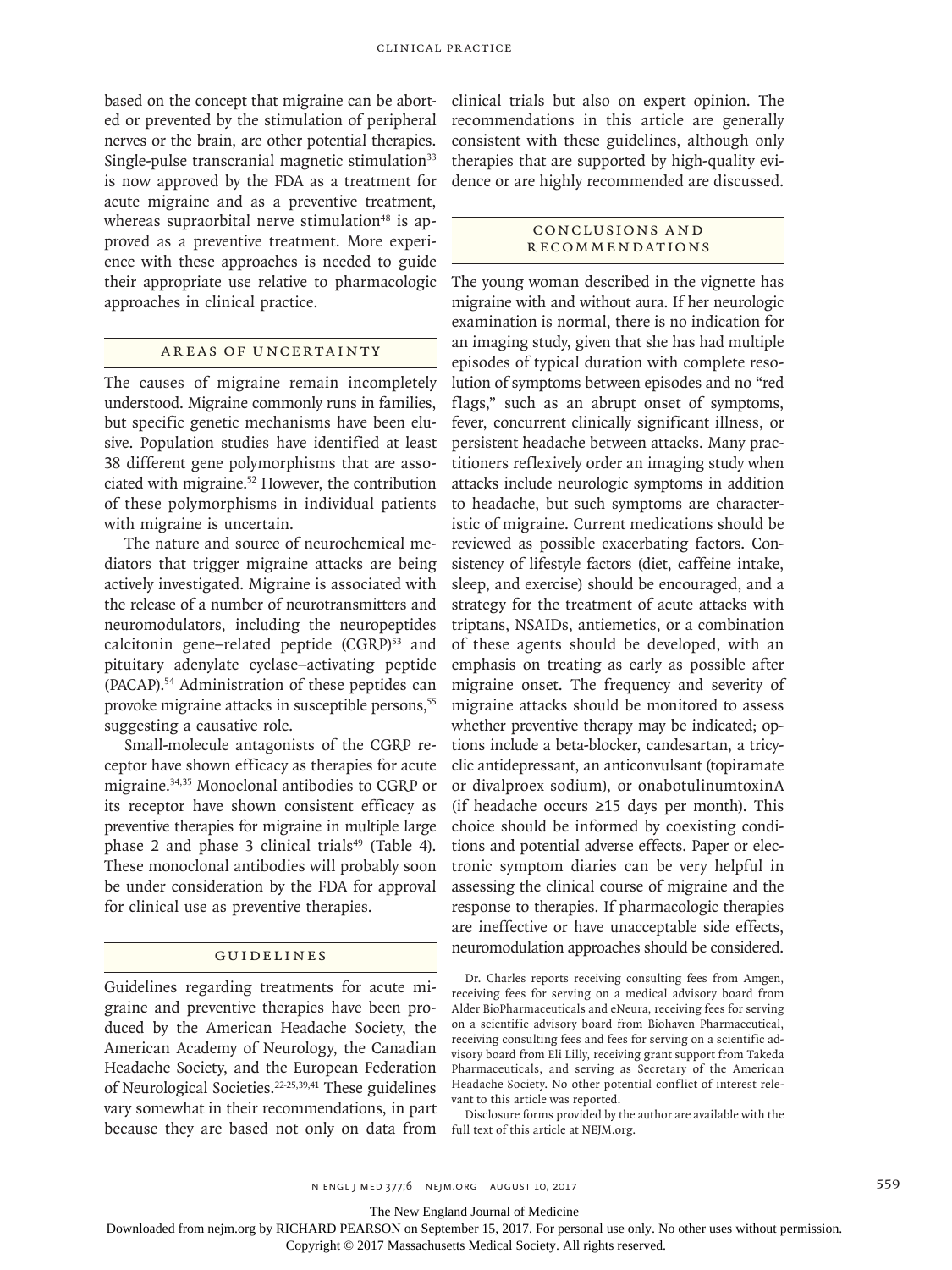based on the concept that migraine can be aborted or prevented by the stimulation of peripheral nerves or the brain, are other potential therapies. Single-pulse transcranial magnetic stimulation[33] is now approved by the FDA as a treatment for acute migraine and as a preventive treatment, whereas supraorbital nerve stimulation[48] is approved as a preventive treatment. More experience with these approaches is needed to guide their appropriate use relative to pharmacologic approaches in clinical practice.

## Areas of Uncertainty

The causes of migraine remain incompletely understood. Migraine commonly runs in families, but specific genetic mechanisms have been elusive. Population studies have identified at least 38 different gene polymorphisms that are associated with migraine.[52] However, the contribution of these polymorphisms in individual patients with migraine is uncertain.

The nature and source of neurochemical mediators that trigger migraine attacks are being actively investigated. Migraine is associated with the release of a number of neurotransmitters and neuromodulators, including the neuropeptides calcitonin gene–related peptide (CGRP)[53] and pituitary adenylate cyclase–activating peptide (PACAP).[54] Administration of these peptides can provoke migraine attacks in susceptible persons,[55] suggesting a causative role.

Small-molecule antagonists of the CGRP receptor have shown efficacy as therapies for acute migraine.[34,35] Monoclonal antibodies to CGRP or its receptor have shown consistent efficacy as preventive therapies for migraine in multiple large phase 2 and phase 3 clinical trials[49] (Table 4). These monoclonal antibodies will probably soon be under consideration by the FDA for approval for clinical use as preventive therapies.

## Guidelines

Guidelines regarding treatments for acute migraine and preventive therapies have been produced by the American Headache Society, the American Academy of Neurology, the Canadian Headache Society, and the European Federation of Neurological Societies.[22-25,39,41] These guidelines vary somewhat in their recommendations, in part because they are based not only on data from clinical trials but also on expert opinion. The recommendations in this article are generally consistent with these guidelines, although only therapies that are supported by high-quality evidence or are highly recommended are discussed.

## Conclusions and Recommendations

The young woman described in the vignette has migraine with and without aura. If her neurologic examination is normal, there is no indication for an imaging study, given that she has had multiple episodes of typical duration with complete resolution of symptoms between episodes and no "red flags," such as an abrupt onset of symptoms, fever, concurrent clinically significant illness, or persistent headache between attacks. Many practitioners reflexively order an imaging study when attacks include neurologic symptoms in addition to headache, but such symptoms are characteristic of migraine. Current medications should be reviewed as possible exacerbating factors. Consistency of lifestyle factors (diet, caffeine intake, sleep, and exercise) should be encouraged, and a strategy for the treatment of acute attacks with triptans, NSAIDs, antiemetics, or a combination of these agents should be developed, with an emphasis on treating as early as possible after migraine onset. The frequency and severity of migraine attacks should be monitored to assess whether preventive therapy may be indicated; options include a beta-blocker, candesartan, a tricyclic antidepressant, an anticonvulsant (topiramate or divalproex sodium), or onabotulinumtoxinA (if headache occurs ≥15 days per month). This choice should be informed by coexisting conditions and potential adverse effects. Paper or electronic symptom diaries can be very helpful in assessing the clinical course of migraine and the response to therapies. If pharmacologic therapies are ineffective or have unacceptable side effects, neuromodulation approaches should be considered.

Dr. Charles reports receiving consulting fees from Amgen, receiving fees for serving on a medical advisory board from Alder BioPharmaceuticals and eNeura, receiving fees for serving on a scientific advisory board from Biohaven Pharmaceutical, receiving consulting fees and fees for serving on a scientific advisory board from Eli Lilly, receiving grant support from Takeda Pharmaceuticals, and serving as Secretary of the American Headache Society. No other potential conflict of interest relevant to this article was reported.

Disclosure forms provided by the author are available with the full text of this article at NEJM.org.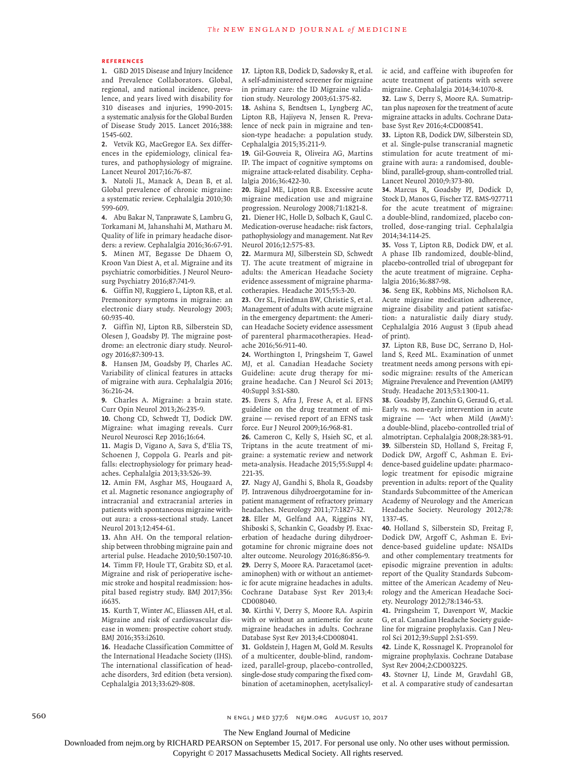## References

1. GBD 2015 Disease and Injury Incidence and Prevalence Collaborators. Global, regional, and national incidence, prevalence, and years lived with disability for 310 diseases and injuries, 1990-2015: a systematic analysis for the Global Burden of Disease Study 2015. Lancet 2016;388:1545-602.
2. Vetvik KG, MacGregor EA. Sex differences in the epidemiology, clinical features, and pathophysiology of migraine. Lancet Neurol 2017;16:76-87.
3. Natoli JL, Manack A, Dean B, et al. Global prevalence of chronic migraine: a systematic review. Cephalalgia 2010;30:599-609.
4. Abu Bakar N, Tanprawate S, Lambru G, Torkamani M, Jahanshahi M, Matharu M. Quality of life in primary headache disorders: a review. Cephalalgia 2016;36:67-91.
5. Minen MT, Begasse De Dhaem O, Kroon Van Diest A, et al. Migraine and its psychiatric comorbidities. J Neurol Neurosurg Psychiatry 2016;87:741-9.
6. Giffin NJ, Ruggiero L, Lipton RB, et al. Premonitory symptoms in migraine: an electronic diary study. Neurology 2003;60:935-40.
7. Giffin NJ, Lipton RB, Silberstein SD, Olesen J, Goadsby PJ. The migraine postdrome: an electronic diary study. Neurology 2016;87:309-13.
8. Hansen JM, Goadsby PJ, Charles AC. Variability of clinical features in attacks of migraine with aura. Cephalalgia 2016;36:216-24.
9. Charles A. Migraine: a brain state. Curr Opin Neurol 2013;26:235-9.
10. Chong CD, Schwedt TJ, Dodick DW. Migraine: what imaging reveals. Curr Neurol Neurosci Rep 2016;16:64.
11. Magis D, Vigano A, Sava S, d'Elia TS, Schoenen J, Coppola G. Pearls and pitfalls: electrophysiology for primary headaches. Cephalalgia 2013;33:526-39.
12. Amin FM, Asghar MS, Hougaard A, et al. Magnetic resonance angiography of intracranial and extracranial arteries in patients with spontaneous migraine without aura: a cross-sectional study. Lancet Neurol 2013;12:454-61.
13. Ahn AH. On the temporal relationship between throbbing migraine pain and arterial pulse. Headache 2010;50:1507-10.
14. Timm FP, Houle TT, Grabitz SD, et al. Migraine and risk of perioperative ischemic stroke and hospital readmission: hospital based registry study. BMJ 2017;356:i6635.
15. Kurth T, Winter AC, Eliassen AH, et al. Migraine and risk of cardiovascular disease in women: prospective cohort study. BMJ 2016;353:i2610.
16. Headache Classification Committee of the International Headache Society (IHS). The international classification of headache disorders, 3rd edition (beta version). Cephalalgia 2013;33:629-808.
17. Lipton RB, Dodick D, Sadovsky R, et al. A self-administered screener for migraine in primary care: the ID Migraine validation study. Neurology 2003;61:375-82.
18. Ashina S, Bendtsen L, Lyngberg AC, Lipton RB, Hajiyeva N, Jensen R. Prevalence of neck pain in migraine and tension-type headache: a population study. Cephalalgia 2015;35:211-9.
19. Gil-Gouveia R, Oliveira AG, Martins IP. The impact of cognitive symptoms on migraine attack-related disability. Cephalalgia 2016;36:422-30.
20. Bigal ME, Lipton RB. Excessive acute migraine medication use and migraine progression. Neurology 2008;71:1821-8.
21. Diener HC, Holle D, Solbach K, Gaul C. Medication-overuse headache: risk factors, pathophysiology and management. Nat Rev Neurol 2016;12:575-83.
22. Marmura MJ, Silberstein SD, Schwedt TJ. The acute treatment of migraine in adults: the American Headache Society evidence assessment of migraine pharmacotherapies. Headache 2015;55:3-20.
23. Orr SL, Friedman BW, Christie S, et al. Management of adults with acute migraine in the emergency department: the American Headache Society evidence assessment of parenteral pharmacotherapies. Headache 2016;56:911-40.
24. Worthington I, Pringsheim T, Gawel MJ, et al. Canadian Headache Society Guideline: acute drug therapy for migraine headache. Can J Neurol Sci 2013;40:Suppl 3:S1-S80.
25. Evers S, Afra J, Frese A, et al. EFNS guideline on the drug treatment of migraine — revised report of an EFNS task force. Eur J Neurol 2009;16:968-81.
26. Cameron C, Kelly S, Hsieh SC, et al. Triptans in the acute treatment of migraine: a systematic review and network meta-analysis. Headache 2015;55:Suppl 4:221-35.
27. Nagy AJ, Gandhi S, Bhola R, Goadsby PJ. Intravenous dihydroergotamine for inpatient management of refractory primary headaches. Neurology 2011;77:1827-32.
28. Eller M, Gelfand AA, Riggins NY, Shiboski S, Schankin C, Goadsby PJ. Exacerbation of headache during dihydroergotamine for chronic migraine does not alter outcome. Neurology 2016;86:856-9.
29. Derry S, Moore RA. Paracetamol (acetaminophen) with or without an antiemetic for acute migraine headaches in adults. Cochrane Database Syst Rev 2013;4:CD008040.
30. Kirthi V, Derry S, Moore RA. Aspirin with or without an antiemetic for acute migraine headaches in adults. Cochrane Database Syst Rev 2013;4:CD008041.
31. Goldstein J, Hagen M, Gold M. Results of a multicenter, double-blind, randomized, parallel-group, placebo-controlled, single-dose study comparing the fixed combination of acetaminophen, acetylsalicylic acid, and caffeine with ibuprofen for acute treatment of patients with severe migraine. Cephalalgia 2014;34:1070-8.
32. Law S, Derry S, Moore RA. Sumatriptan plus naproxen for the treatment of acute migraine attacks in adults. Cochrane Database Syst Rev 2016;4:CD008541.
33. Lipton RB, Dodick DW, Silberstein SD, et al. Single-pulse transcranial magnetic stimulation for acute treatment of migraine with aura: a randomised, double-blind, parallel-group, sham-controlled trial. Lancet Neurol 2010;9:373-80.
34. Marcus R, Goadsby PJ, Dodick D, Stock D, Manos G, Fischer TZ. BMS-927711 for the acute treatment of migraine: a double-blind, randomized, placebo controlled, dose-ranging trial. Cephalalgia 2014;34:114-25.
35. Voss T, Lipton RB, Dodick DW, et al. A phase IIb randomized, double-blind, placebo-controlled trial of ubrogepant for the acute treatment of migraine. Cephalalgia 2016;36:887-98.
36. Seng EK, Robbins MS, Nicholson RA. Acute migraine medication adherence, migraine disability and patient satisfaction: a naturalistic daily diary study. Cephalalgia 2016 August 3 (Epub ahead of print).
37. Lipton RB, Buse DC, Serrano D, Holland S, Reed ML. Examination of unmet treatment needs among persons with episodic migraine: results of the American Migraine Prevalence and Prevention (AMPP) Study. Headache 2013;53:1300-11.
38. Goadsby PJ, Zanchin G, Geraud G, et al. Early vs. non-early intervention in acute migraine — 'Act when Mild (AwM)': a double-blind, placebo-controlled trial of almotriptan. Cephalalgia 2008;28:383-91.
39. Silberstein SD, Holland S, Freitag F, Dodick DW, Argoff C, Ashman E. Evidence-based guideline update: pharmacologic treatment for episodic migraine prevention in adults: report of the Quality Standards Subcommittee of the American Academy of Neurology and the American Headache Society. Neurology 2012;78:1337-45.
40. Holland S, Silberstein SD, Freitag F, Dodick DW, Argoff C, Ashman E. Evidence-based guideline update: NSAIDs and other complementary treatments for episodic migraine prevention in adults: report of the Quality Standards Subcommittee of the American Academy of Neurology and the American Headache Society. Neurology 2012;78:1346-53.
41. Pringsheim T, Davenport W, Mackie G, et al. Canadian Headache Society guideline for migraine prophylaxis. Can J Neurol Sci 2012;39:Suppl 2:S1-S59.
42. Linde K, Rossnagel K. Propranolol for migraine prophylaxis. Cochrane Database Syst Rev 2004;2:CD003225.
43. Stovner LJ, Linde M, Gravdahl GB, et al. A comparative study of candesartan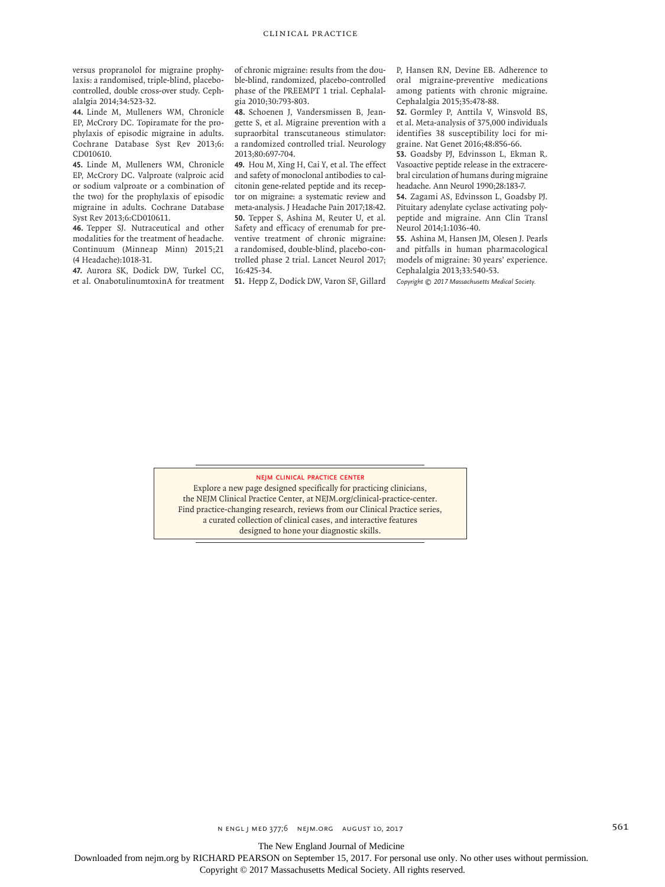versus propranolol for migraine prophylaxis: a randomised, triple-blind, placebo-controlled, double cross-over study. Cephalalgia 2014;34:523-32.

**44.** Linde M, Mulleners WM, Chronicle EP, McCrory DC. Topiramate for the prophylaxis of episodic migraine in adults. Cochrane Database Syst Rev 2013;6:CD010610.

**45.** Linde M, Mulleners WM, Chronicle EP, McCrory DC. Valproate (valproic acid or sodium valproate or a combination of the two) for the prophylaxis of episodic migraine in adults. Cochrane Database Syst Rev 2013;6:CD010611.

**46.** Tepper SJ. Nutraceutical and other modalities for the treatment of headache. Continuum (Minneap Minn) 2015;21 (4 Headache):1018-31.

**47.** Aurora SK, Dodick DW, Turkel CC, et al. OnabotulinumtoxinA for treatment of chronic migraine: results from the double-blind, randomized, placebo-controlled phase of the PREEMPT 1 trial. Cephalalgia 2010;30:793-803.

**48.** Schoenen J, Vandersmissen B, Jeangette S, et al. Migraine prevention with a supraorbital transcutaneous stimulator: a randomized controlled trial. Neurology 2013;80:697-704.

**49.** Hou M, Xing H, Cai Y, et al. The effect and safety of monoclonal antibodies to calcitonin gene-related peptide and its receptor on migraine: a systematic review and meta-analysis. J Headache Pain 2017;18:42.

**50.** Tepper S, Ashina M, Reuter U, et al. Safety and efficacy of erenumab for preventive treatment of chronic migraine: a randomised, double-blind, placebo-controlled phase 2 trial. Lancet Neurol 2017;16:425-34.

**51.** Hepp Z, Dodick DW, Varon SF, Gillard P, Hansen RN, Devine EB. Adherence to oral migraine-preventive medications among patients with chronic migraine. Cephalalgia 2015;35:478-88.

**52.** Gormley P, Anttila V, Winsvold BS, et al. Meta-analysis of 375,000 individuals identifies 38 susceptibility loci for migraine. Nat Genet 2016;48:856-66.

**53.** Goadsby PJ, Edvinsson L, Ekman R. Vasoactive peptide release in the extracerebral circulation of humans during migraine headache. Ann Neurol 1990;28:183-7.

**54.** Zagami AS, Edvinsson L, Goadsby PJ. Pituitary adenylate cyclase activating polypeptide and migraine. Ann Clin Transl Neurol 2014;1:1036-40.

**55.** Ashina M, Hansen JM, Olesen J. Pearls and pitfalls in human pharmacological models of migraine: 30 years' experience. Cephalalgia 2013;33:540-53.

*Copyright © 2017 Massachusetts Medical Society.*

**NEJM CLINICAL PRACTICE CENTER**

Explore a new page designed specifically for practicing clinicians, the NEJM Clinical Practice Center, at NEJM.org/clinical-practice-center. Find practice-changing research, reviews from our Clinical Practice series, a curated collection of clinical cases, and interactive features designed to hone your diagnostic skills.